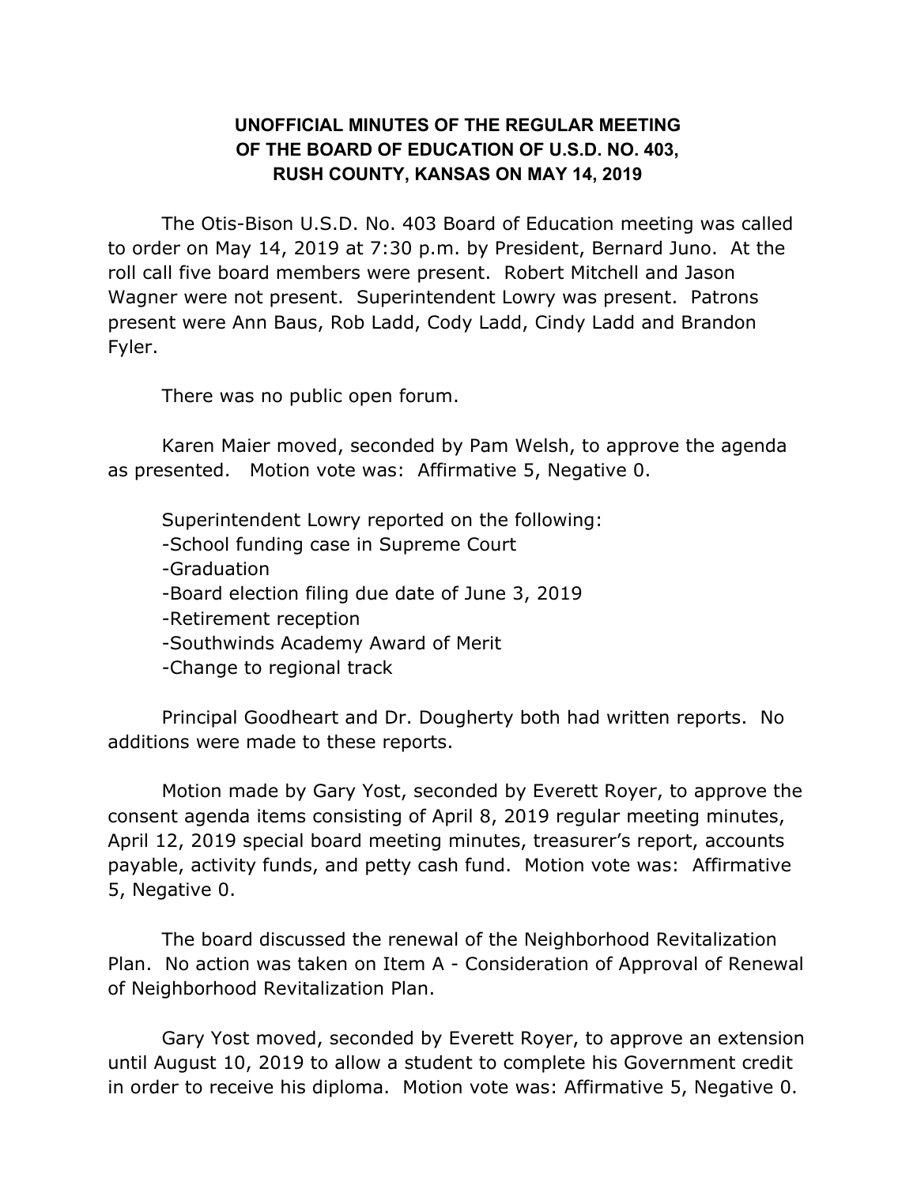# UNOFFICIAL MINUTES OF THE REGULAR MEETING OF THE BOARD OF EDUCATION OF U.S.D. NO. 403, RUSH COUNTY, KANSAS ON MAY 14, 2019

The Otis-Bison U.S.D. No. 403 Board of Education meeting was called to order on May 14, 2019 at 7:30 p.m. by President, Bernard Juno. At the roll call five board members were present. Robert Mitchell and Jason Wagner were not present. Superintendent Lowry was present. Patrons present were Ann Baus, Rob Ladd, Cody Ladd, Cindy Ladd and Brandon Fyler.

There was no public open forum.

Karen Maier moved, seconded by Pam Welsh, to approve the agenda as presented. Motion vote was: Affirmative 5, Negative 0.

Superintendent Lowry reported on the following:

- School funding case in Supreme Court
- Graduation
- Board election filing due date of June 3, 2019
- Retirement reception
- Southwinds Academy Award of Merit
- Change to regional track

Principal Goodheart and Dr. Dougherty both had written reports. No additions were made to these reports.

Motion made by Gary Yost, seconded by Everett Royer, to approve the consent agenda items consisting of April 8, 2019 regular meeting minutes, April 12, 2019 special board meeting minutes, treasurer's report, accounts payable, activity funds, and petty cash fund. Motion vote was: Affirmative 5, Negative 0.

The board discussed the renewal of the Neighborhood Revitalization Plan. No action was taken on Item A - Consideration of Approval of Renewal of Neighborhood Revitalization Plan.

Gary Yost moved, seconded by Everett Royer, to approve an extension until August 10, 2019 to allow a student to complete his Government credit in order to receive his diploma. Motion vote was: Affirmative 5, Negative 0.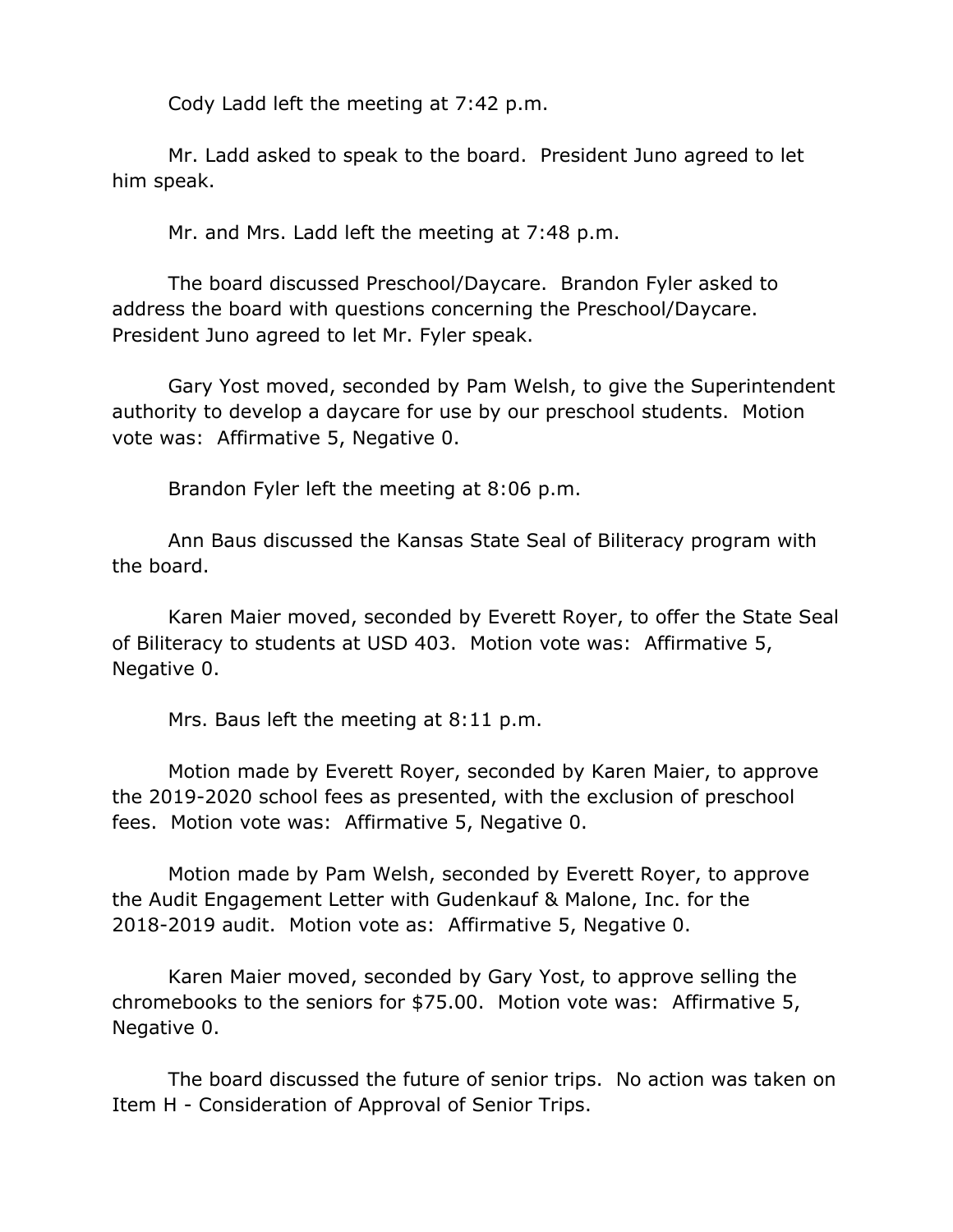Cody Ladd left the meeting at 7:42 p.m.

Mr. Ladd asked to speak to the board. President Juno agreed to let him speak.

Mr. and Mrs. Ladd left the meeting at 7:48 p.m.

The board discussed Preschool/Daycare. Brandon Fyler asked to address the board with questions concerning the Preschool/Daycare. President Juno agreed to let Mr. Fyler speak.

Gary Yost moved, seconded by Pam Welsh, to give the Superintendent authority to develop a daycare for use by our preschool students. Motion vote was: Affirmative 5, Negative 0.

Brandon Fyler left the meeting at 8:06 p.m.

Ann Baus discussed the Kansas State Seal of Biliteracy program with the board.

Karen Maier moved, seconded by Everett Royer, to offer the State Seal of Biliteracy to students at USD 403. Motion vote was: Affirmative 5, Negative 0.

Mrs. Baus left the meeting at 8:11 p.m.

Motion made by Everett Royer, seconded by Karen Maier, to approve the 2019-2020 school fees as presented, with the exclusion of preschool fees. Motion vote was: Affirmative 5, Negative 0.

Motion made by Pam Welsh, seconded by Everett Royer, to approve the Audit Engagement Letter with Gudenkauf & Malone, Inc. for the 2018-2019 audit. Motion vote as: Affirmative 5, Negative 0.

Karen Maier moved, seconded by Gary Yost, to approve selling the chromebooks to the seniors for $75.00. Motion vote was: Affirmative 5, Negative 0.

The board discussed the future of senior trips. No action was taken on Item H - Consideration of Approval of Senior Trips.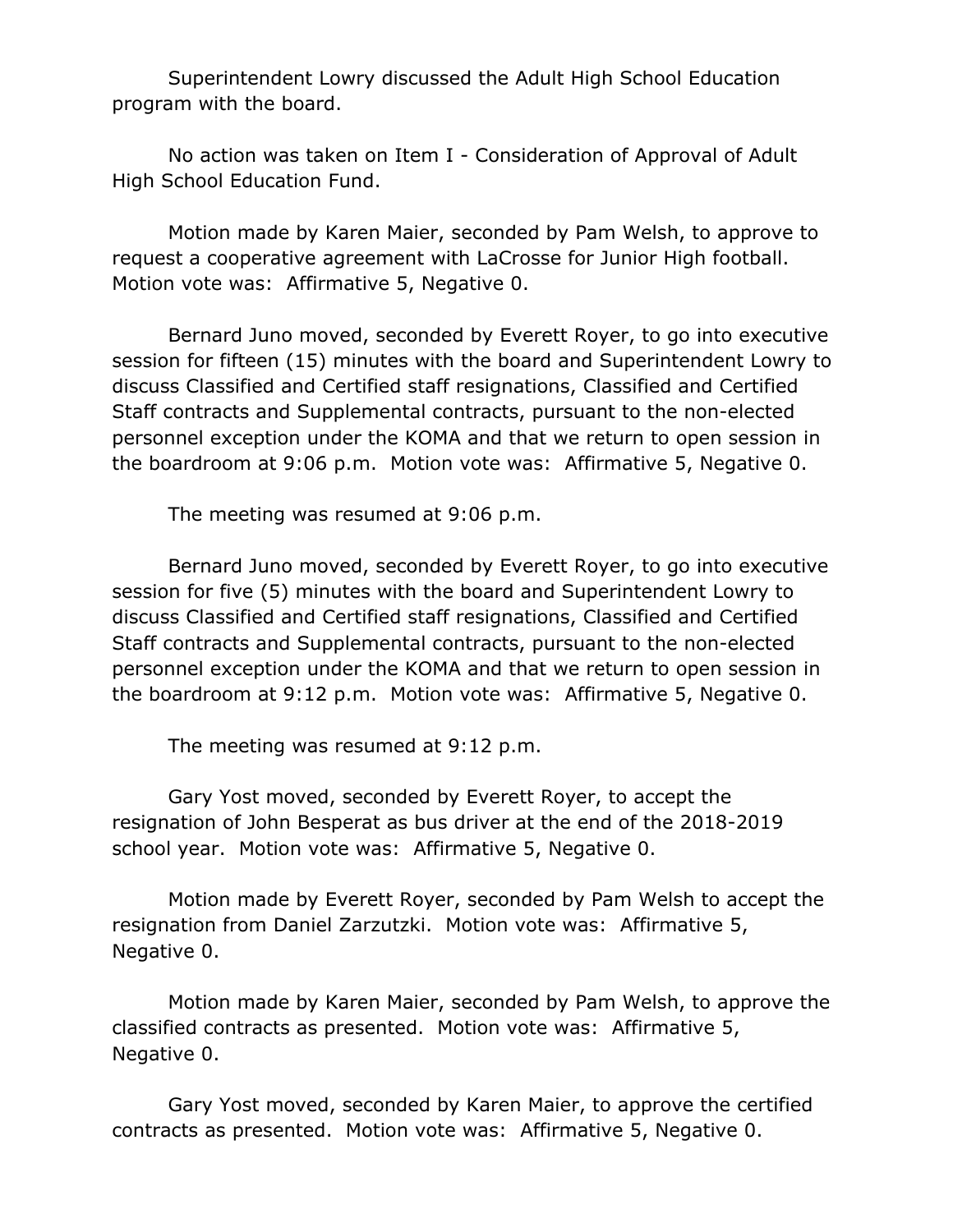Superintendent Lowry discussed the Adult High School Education program with the board.

No action was taken on Item I - Consideration of Approval of Adult High School Education Fund.

Motion made by Karen Maier, seconded by Pam Welsh, to approve to request a cooperative agreement with LaCrosse for Junior High football. Motion vote was: Affirmative 5, Negative 0.

Bernard Juno moved, seconded by Everett Royer, to go into executive session for fifteen (15) minutes with the board and Superintendent Lowry to discuss Classified and Certified staff resignations, Classified and Certified Staff contracts and Supplemental contracts, pursuant to the non-elected personnel exception under the KOMA and that we return to open session in the boardroom at 9:06 p.m. Motion vote was: Affirmative 5, Negative 0.

The meeting was resumed at 9:06 p.m.

Bernard Juno moved, seconded by Everett Royer, to go into executive session for five (5) minutes with the board and Superintendent Lowry to discuss Classified and Certified staff resignations, Classified and Certified Staff contracts and Supplemental contracts, pursuant to the non-elected personnel exception under the KOMA and that we return to open session in the boardroom at 9:12 p.m. Motion vote was: Affirmative 5, Negative 0.

The meeting was resumed at 9:12 p.m.

Gary Yost moved, seconded by Everett Royer, to accept the resignation of John Besperat as bus driver at the end of the 2018-2019 school year. Motion vote was: Affirmative 5, Negative 0.

Motion made by Everett Royer, seconded by Pam Welsh to accept the resignation from Daniel Zarzutzki. Motion vote was: Affirmative 5, Negative 0.

Motion made by Karen Maier, seconded by Pam Welsh, to approve the classified contracts as presented. Motion vote was: Affirmative 5, Negative 0.

Gary Yost moved, seconded by Karen Maier, to approve the certified contracts as presented. Motion vote was: Affirmative 5, Negative 0.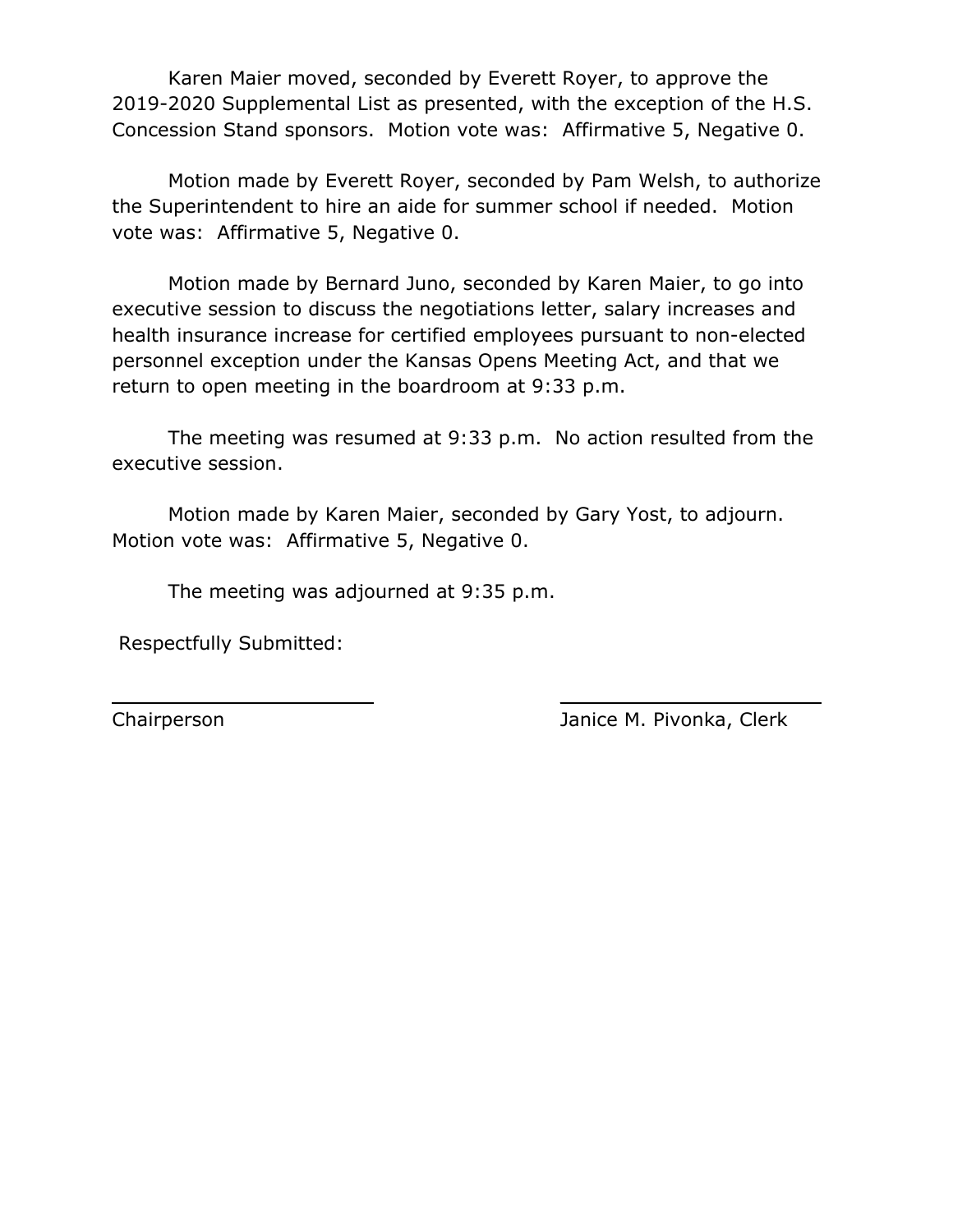Karen Maier moved, seconded by Everett Royer, to approve the 2019-2020 Supplemental List as presented, with the exception of the H.S. Concession Stand sponsors. Motion vote was: Affirmative 5, Negative 0.

Motion made by Everett Royer, seconded by Pam Welsh, to authorize the Superintendent to hire an aide for summer school if needed. Motion vote was: Affirmative 5, Negative 0.

Motion made by Bernard Juno, seconded by Karen Maier, to go into executive session to discuss the negotiations letter, salary increases and health insurance increase for certified employees pursuant to non-elected personnel exception under the Kansas Opens Meeting Act, and that we return to open meeting in the boardroom at 9:33 p.m.

The meeting was resumed at 9:33 p.m. No action resulted from the executive session.

Motion made by Karen Maier, seconded by Gary Yost, to adjourn. Motion vote was: Affirmative 5, Negative 0.

The meeting was adjourned at 9:35 p.m.

Respectfully Submitted:

______________________ ______________________

Chairperson Janice M. Pivonka, Clerk